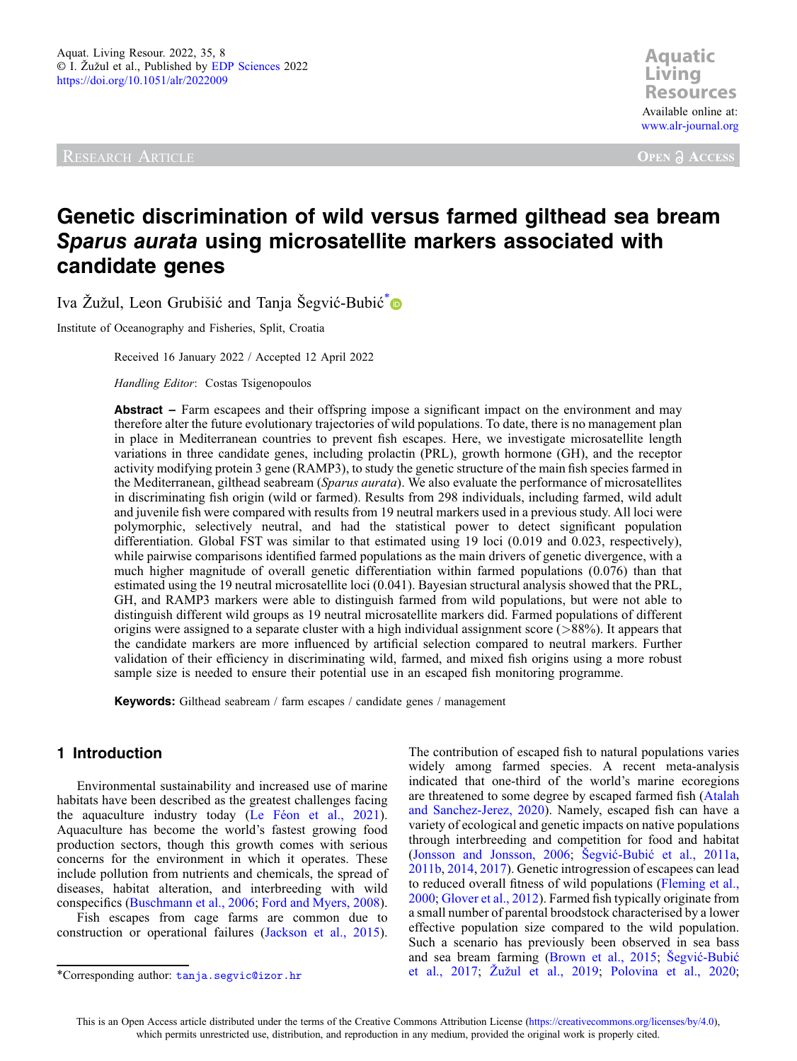Aquat. Living Resour. 2022, 35, 8
© I. Žužul et al., Published by EDP Sciences 2022
https://doi.org/10.1051/alr/2022009

Aquatic Living Resources
Available online at:
www.alr-journal.org

Research Article — Open Access

# Genetic discrimination of wild versus farmed gilthead sea bream *Sparus aurata* using microsatellite markers associated with candidate genes

Iva Žužul, Leon Grubišić and Tanja Šegvić-Bubić*

Institute of Oceanography and Fisheries, Split, Croatia

Received 16 January 2022 / Accepted 12 April 2022

*Handling Editor*: Costas Tsigenopoulos

**Abstract –** Farm escapees and their offspring impose a significant impact on the environment and may therefore alter the future evolutionary trajectories of wild populations. To date, there is no management plan in place in Mediterranean countries to prevent fish escapes. Here, we investigate microsatellite length variations in three candidate genes, including prolactin (PRL), growth hormone (GH), and the receptor activity modifying protein 3 gene (RAMP3), to study the genetic structure of the main fish species farmed in the Mediterranean, gilthead seabream (*Sparus aurata*). We also evaluate the performance of microsatellites in discriminating fish origin (wild or farmed). Results from 298 individuals, including farmed, wild adult and juvenile fish were compared with results from 19 neutral markers used in a previous study. All loci were polymorphic, selectively neutral, and had the statistical power to detect significant population differentiation. Global FST was similar to that estimated using 19 loci (0.019 and 0.023, respectively), while pairwise comparisons identified farmed populations as the main drivers of genetic divergence, with a much higher magnitude of overall genetic differentiation within farmed populations (0.076) than that estimated using the 19 neutral microsatellite loci (0.041). Bayesian structural analysis showed that the PRL, GH, and RAMP3 markers were able to distinguish farmed from wild populations, but were not able to distinguish different wild groups as 19 neutral microsatellite markers did. Farmed populations of different origins were assigned to a separate cluster with a high individual assignment score (>88%). It appears that the candidate markers are more influenced by artificial selection compared to neutral markers. Further validation of their efficiency in discriminating wild, farmed, and mixed fish origins using a more robust sample size is needed to ensure their potential use in an escaped fish monitoring programme.

**Keywords:** Gilthead seabream / farm escapes / candidate genes / management

## 1 Introduction

Environmental sustainability and increased use of marine habitats have been described as the greatest challenges facing the aquaculture industry today (Le Féon et al., 2021). Aquaculture has become the world's fastest growing food production sectors, though this growth comes with serious concerns for the environment in which it operates. These include pollution from nutrients and chemicals, the spread of diseases, habitat alteration, and interbreeding with wild conspecifics (Buschmann et al., 2006; Ford and Myers, 2008).

Fish escapes from cage farms are common due to construction or operational failures (Jackson et al., 2015). The contribution of escaped fish to natural populations varies widely among farmed species. A recent meta-analysis indicated that one-third of the world's marine ecoregions are threatened to some degree by escaped farmed fish (Atalah and Sanchez-Jerez, 2020). Namely, escaped fish can have a variety of ecological and genetic impacts on native populations through interbreeding and competition for food and habitat (Jonsson and Jonsson, 2006; Šegvić-Bubić et al., 2011a, 2011b, 2014, 2017). Genetic introgression of escapees can lead to reduced overall fitness of wild populations (Fleming et al., 2000; Glover et al., 2012). Farmed fish typically originate from a small number of parental broodstock characterised by a lower effective population size compared to the wild population. Such a scenario has previously been observed in sea bass and sea bream farming (Brown et al., 2015; Šegvić-Bubić et al., 2017; Žužul et al., 2019; Polovina et al., 2020;

*Corresponding author: tanja.segvic@izor.hr

This is an Open Access article distributed under the terms of the Creative Commons Attribution License (https://creativecommons.org/licenses/by/4.0), which permits unrestricted use, distribution, and reproduction in any medium, provided the original work is properly cited.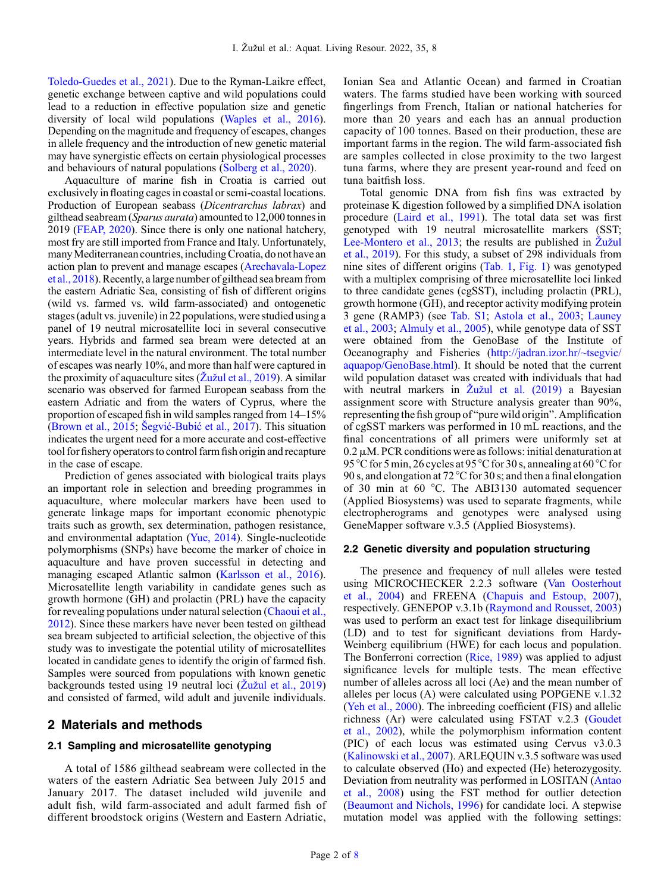Toledo-Guedes et al., 2021). Due to the Ryman-Laikre effect, genetic exchange between captive and wild populations could lead to a reduction in effective population size and genetic diversity of local wild populations (Waples et al., 2016). Depending on the magnitude and frequency of escapes, changes in allele frequency and the introduction of new genetic material may have synergistic effects on certain physiological processes and behaviours of natural populations (Solberg et al., 2020).

Aquaculture of marine fish in Croatia is carried out exclusively in floating cages in coastal or semi-coastal locations. Production of European seabass (*Dicentrarchus labrax*) and gilthead seabream (*Sparus aurata*) amounted to 12,000 tonnes in 2019 (FEAP, 2020). Since there is only one national hatchery, most fry are still imported from France and Italy. Unfortunately, many Mediterranean countries, including Croatia, do not have an action plan to prevent and manage escapes (Arechavala-Lopez et al., 2018). Recently, a large number of gilthead sea bream from the eastern Adriatic Sea, consisting of fish of different origins (wild vs. farmed vs. wild farm-associated) and ontogenetic stages (adult vs. juvenile) in 22 populations, were studied using a panel of 19 neutral microsatellite loci in several consecutive years. Hybrids and farmed sea bream were detected at an intermediate level in the natural environment. The total number of escapes was nearly 10%, and more than half were captured in the proximity of aquaculture sites (Žužul et al., 2019). A similar scenario was observed for farmed European seabass from the eastern Adriatic and from the waters of Cyprus, where the proportion of escaped fish in wild samples ranged from 14–15% (Brown et al., 2015; Šegvić-Bubić et al., 2017). This situation indicates the urgent need for a more accurate and cost-effective tool for fishery operators to control farm fish origin and recapture in the case of escape.

Prediction of genes associated with biological traits plays an important role in selection and breeding programmes in aquaculture, where molecular markers have been used to generate linkage maps for important economic phenotypic traits such as growth, sex determination, pathogen resistance, and environmental adaptation (Yue, 2014). Single-nucleotide polymorphisms (SNPs) have become the marker of choice in aquaculture and have proven successful in detecting and managing escaped Atlantic salmon (Karlsson et al., 2016). Microsatellite length variability in candidate genes such as growth hormone (GH) and prolactin (PRL) have the capacity for revealing populations under natural selection (Chaoui et al., 2012). Since these markers have never been tested on gilthead sea bream subjected to artificial selection, the objective of this study was to investigate the potential utility of microsatellites located in candidate genes to identify the origin of farmed fish. Samples were sourced from populations with known genetic backgrounds tested using 19 neutral loci (Žužul et al., 2019) and consisted of farmed, wild adult and juvenile individuals.

## 2 Materials and methods

### 2.1 Sampling and microsatellite genotyping

A total of 1586 gilthead seabream were collected in the waters of the eastern Adriatic Sea between July 2015 and January 2017. The dataset included wild juvenile and adult fish, wild farm-associated and adult farmed fish of different broodstock origins (Western and Eastern Adriatic, Ionian Sea and Atlantic Ocean) and farmed in Croatian waters. The farms studied have been working with sourced fingerlings from French, Italian or national hatcheries for more than 20 years and each has an annual production capacity of 100 tonnes. Based on their production, these are important farms in the region. The wild farm-associated fish are samples collected in close proximity to the two largest tuna farms, where they are present year-round and feed on tuna baitfish loss.

Total genomic DNA from fish fins was extracted by proteinase K digestion followed by a simplified DNA isolation procedure (Laird et al., 1991). The total data set was first genotyped with 19 neutral microsatellite markers (SST; Lee-Montero et al., 2013; the results are published in Žužul et al., 2019). For this study, a subset of 298 individuals from nine sites of different origins (Tab. 1, Fig. 1) was genotyped with a multiplex comprising of three microsatellite loci linked to three candidate genes (cgSST), including prolactin (PRL), growth hormone (GH), and receptor activity modifying protein 3 gene (RAMP3) (see Tab. S1; Astola et al., 2003; Launey et al., 2003; Almuly et al., 2005), while genotype data of SST were obtained from the GenoBase of the Institute of Oceanography and Fisheries (http://jadran.izor.hr/~tsegvic/aquapop/GenoBase.html). It should be noted that the current wild population dataset was created with individuals that had with neutral markers in Žužul et al. (2019) a Bayesian assignment score with Structure analysis greater than 90%, representing the fish group of "pure wild origin". Amplification of cgSST markers was performed in 10 mL reactions, and the final concentrations of all primers were uniformly set at 0.2 μM. PCR conditions were as follows: initial denaturation at 95 °C for 5 min, 26 cycles at 95 °C for 30 s, annealing at 60 °C for 90 s, and elongation at 72 °C for 30 s; and then a final elongation of 30 min at 60 °C. The ABI3130 automated sequencer (Applied Biosystems) was used to separate fragments, while electropherograms and genotypes were analysed using GeneMapper software v.3.5 (Applied Biosystems).

### 2.2 Genetic diversity and population structuring

The presence and frequency of null alleles were tested using MICROCHECKER 2.2.3 software (Van Oosterhout et al., 2004) and FREENA (Chapuis and Estoup, 2007), respectively. GENEPOP v.3.1b (Raymond and Rousset, 2003) was used to perform an exact test for linkage disequilibrium (LD) and to test for significant deviations from Hardy-Weinberg equilibrium (HWE) for each locus and population. The Bonferroni correction (Rice, 1989) was applied to adjust significance levels for multiple tests. The mean effective number of alleles across all loci (Ae) and the mean number of alleles per locus (A) were calculated using POPGENE v.1.32 (Yeh et al., 2000). The inbreeding coefficient (FIS) and allelic richness (Ar) were calculated using FSTAT v.2.3 (Goudet et al., 2002), while the polymorphism information content (PIC) of each locus was estimated using Cervus v3.0.3 (Kalinowski et al., 2007). ARLEQUIN v.3.5 software was used to calculate observed (Ho) and expected (He) heterozygosity. Deviation from neutrality was performed in LOSITAN (Antao et al., 2008) using the FST method for outlier detection (Beaumont and Nichols, 1996) for candidate loci. A stepwise mutation model was applied with the following settings: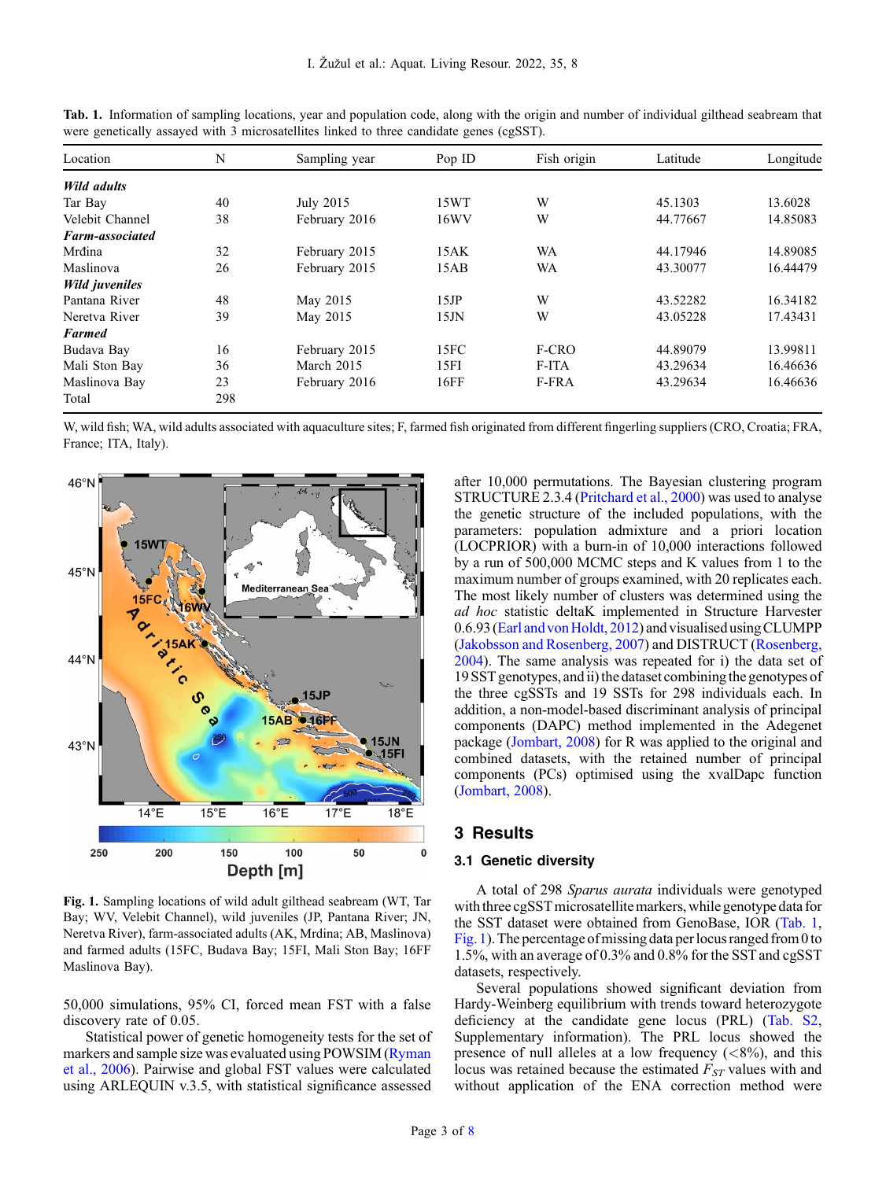**Tab. 1.** Information of sampling locations, year and population code, along with the origin and number of individual gilthead seabream that were genetically assayed with 3 microsatellites linked to three candidate genes (cgSST).

| Location | N | Sampling year | Pop ID | Fish origin | Latitude | Longitude |
|---|---|---|---|---|---|---|
| ***Wild adults*** | | | | | | |
| Tar Bay | 40 | July 2015 | 15WT | W | 45.1303 | 13.6028 |
| Velebit Channel | 38 | February 2016 | 16WV | W | 44.77667 | 14.85083 |
| ***Farm-associated*** | | | | | | |
| Mrđina | 32 | February 2015 | 15AK | WA | 44.17946 | 14.89085 |
| Maslinova | 26 | February 2015 | 15AB | WA | 43.30077 | 16.44479 |
| ***Wild juveniles*** | | | | | | |
| Pantana River | 48 | May 2015 | 15JP | W | 43.52282 | 16.34182 |
| Neretva River | 39 | May 2015 | 15JN | W | 43.05228 | 17.43431 |
| ***Farmed*** | | | | | | |
| Budava Bay | 16 | February 2015 | 15FC | F-CRO | 44.89079 | 13.99811 |
| Mali Ston Bay | 36 | March 2015 | 15FI | F-ITA | 43.29634 | 16.46636 |
| Maslinova Bay | 23 | February 2016 | 16FF | F-FRA | 43.29634 | 16.46636 |
| Total | 298 | | | | | |

W, wild fish; WA, wild adults associated with aquaculture sites; F, farmed fish originated from different fingerling suppliers (CRO, Croatia; FRA, France; ITA, Italy).

**Fig. 1.** Sampling locations of wild adult gilthead seabream (WT, Tar Bay; WV, Velebit Channel), wild juveniles (JP, Pantana River; JN, Neretva River), farm-associated adults (AK, Mrdina; AB, Maslinova) and farmed adults (15FC, Budava Bay; 15FI, Mali Ston Bay; 16FF Maslinova Bay).

50,000 simulations, 95% CI, forced mean FST with a false discovery rate of 0.05.

Statistical power of genetic homogeneity tests for the set of markers and sample size was evaluated using POWSIM (Ryman et al., 2006). Pairwise and global FST values were calculated using ARLEQUIN v.3.5, with statistical significance assessed after 10,000 permutations. The Bayesian clustering program STRUCTURE 2.3.4 (Pritchard et al., 2000) was used to analyse the genetic structure of the included populations, with the parameters: population admixture and a priori location (LOCPRIOR) with a burn-in of 10,000 interactions followed by a run of 500,000 MCMC steps and K values from 1 to the maximum number of groups examined, with 20 replicates each. The most likely number of clusters was determined using the *ad hoc* statistic deltaK implemented in Structure Harvester 0.6.93 (Earl and von Holdt, 2012) and visualised using CLUMPP (Jakobsson and Rosenberg, 2007) and DISTRUCT (Rosenberg, 2004). The same analysis was repeated for i) the data set of 19 SST genotypes, and ii) the dataset combining the genotypes of the three cgSSTs and 19 SSTs for 298 individuals each. In addition, a non-model-based discriminant analysis of principal components (DAPC) method implemented in the Adegenet package (Jombart, 2008) for R was applied to the original and combined datasets, with the retained number of principal components (PCs) optimised using the xvalDapc function (Jombart, 2008).

## 3 Results

### 3.1 Genetic diversity

A total of 298 *Sparus aurata* individuals were genotyped with three cgSST microsatellite markers, while genotype data for the SST dataset were obtained from GenoBase, IOR (Tab. 1, Fig. 1). The percentage of missing data per locus ranged from 0 to 1.5%, with an average of 0.3% and 0.8% for the SST and cgSST datasets, respectively.

Several populations showed significant deviation from Hardy-Weinberg equilibrium with trends toward heterozygote deficiency at the candidate gene locus (PRL) (Tab. S2, Supplementary information). The PRL locus showed the presence of null alleles at a low frequency (<8%), and this locus was retained because the estimated $F_{ST}$ values with and without application of the ENA correction method were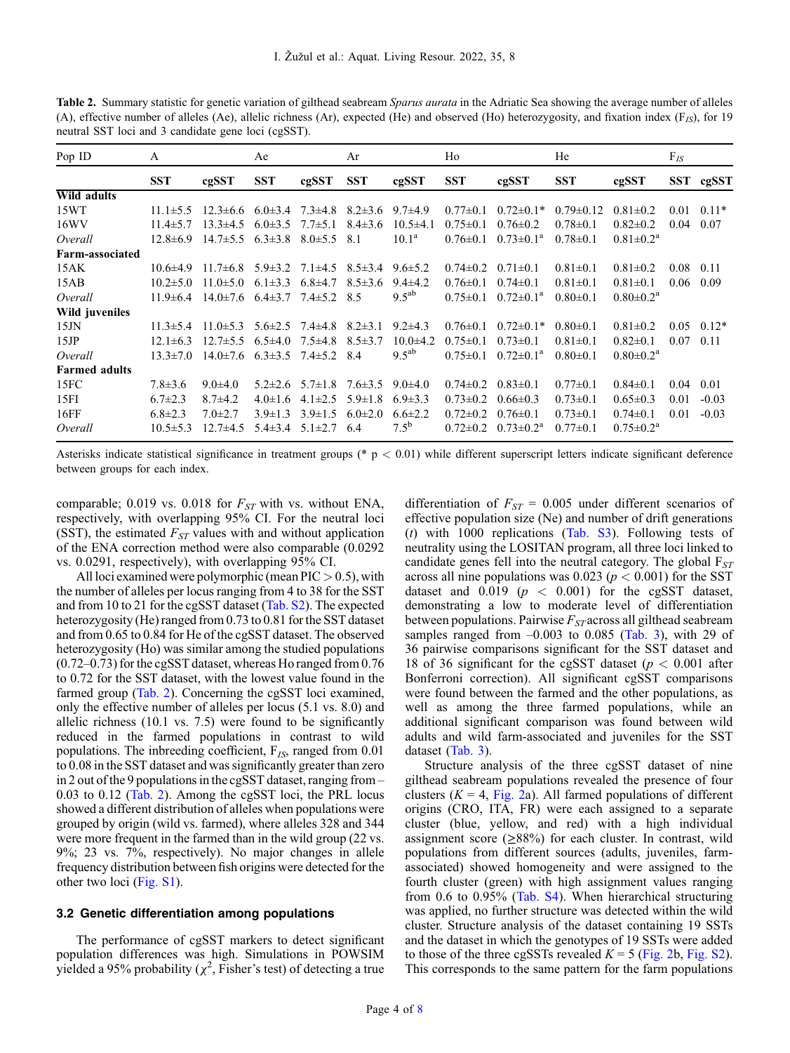**Table 2.** Summary statistic for genetic variation of gilthead seabream *Sparus aurata* in the Adriatic Sea showing the average number of alleles (A), effective number of alleles (Ae), allelic richness (Ar), expected (He) and observed (Ho) heterozygosity, and fixation index ($F_{IS}$), for 19 neutral SST loci and 3 candidate gene loci (cgSST).

| Pop ID | A | | Ae | | Ar | | Ho | | He | | $F_{IS}$ | |
|---|---|---|---|---|---|---|---|---|---|---|---|---|
| | **SST** | **cgSST** | **SST** | **cgSST** | **SST** | **cgSST** | **SST** | **cgSST** | **SST** | **cgSST** | **SST** | **cgSST** |
| **Wild adults** | | | | | | | | | | | | |
| 15WT | 11.1±5.5 | 12.3±6.6 | 6.0±3.4 | 7.3±4.8 | 8.2±3.6 | 9.7±4.9 | 0.77±0.1 | 0.72±0.1* | 0.79±0.12 | 0.81±0.2 | 0.01 | 0.11* |
| 16WV | 11.4±5.7 | 13.3±4.5 | 6.0±3.5 | 7.7±5.1 | 8.4±3.6 | 10.5±4.1 | 0.75±0.1 | 0.76±0.2 | 0.78±0.1 | 0.82±0.2 | 0.04 | 0.07 |
| *Overall* | 12.8±6.9 | 14.7±5.5 | 6.3±3.8 | 8.0±5.5 | 8.1 | 10.1[a] | 0.76±0.1 | 0.73±0.1[a] | 0.78±0.1 | 0.81±0.2[a] | | |
| **Farm-associated** | | | | | | | | | | | | |
| 15AK | 10.6±4.9 | 11.7±6.8 | 5.9±3.2 | 7.1±4.5 | 8.5±3.4 | 9.6±5.2 | 0.74±0.2 | 0.71±0.1 | 0.81±0.1 | 0.81±0.2 | 0.08 | 0.11 |
| 15AB | 10.2±5.0 | 11.0±5.0 | 6.1±3.3 | 6.8±4.7 | 8.5±3.6 | 9.4±4.2 | 0.76±0.1 | 0.74±0.1 | 0.81±0.1 | 0.81±0.1 | 0.06 | 0.09 |
| *Overall* | 11.9±6.4 | 14.0±7.6 | 6.4±3.7 | 7.4±5.2 | 8.5 | 9.5[ab] | 0.75±0.1 | 0.72±0.1[a] | 0.80±0.1 | 0.80±0.2[a] | | |
| **Wild juveniles** | | | | | | | | | | | | |
| 15JN | 11.3±5.4 | 11.0±5.3 | 5.6±2.5 | 7.4±4.8 | 8.2±3.1 | 9.2±4.3 | 0.76±0.1 | 0.72±0.1* | 0.80±0.1 | 0.81±0.2 | 0.05 | 0.12* |
| 15JP | 12.1±6.3 | 12.7±5.5 | 6.5±4.0 | 7.5±4.8 | 8.5±3.7 | 10.0±4.2 | 0.75±0.1 | 0.73±0.1 | 0.81±0.1 | 0.82±0.1 | 0.07 | 0.11 |
| *Overall* | 13.3±7.0 | 14.0±7.6 | 6.3±3.5 | 7.4±5.2 | 8.4 | 9.5[ab] | 0.75±0.1 | 0.72±0.1[a] | 0.80±0.1 | 0.80±0.2[a] | | |
| **Farmed adults** | | | | | | | | | | | | |
| 15FC | 7.8±3.6 | 9.0±4.0 | 5.2±2.6 | 5.7±1.8 | 7.6±3.5 | 9.0±4.0 | 0.74±0.2 | 0.83±0.1 | 0.77±0.1 | 0.84±0.1 | 0.04 | 0.01 |
| 15FI | 6.7±2.3 | 8.7±4.2 | 4.0±1.6 | 4.1±2.5 | 5.9±1.8 | 6.9±3.3 | 0.73±0.2 | 0.66±0.3 | 0.73±0.1 | 0.65±0.3 | 0.01 | -0.03 |
| 16FF | 6.8±2.3 | 7.0±2.7 | 3.9±1.3 | 3.9±1.5 | 6.0±2.0 | 6.6±2.2 | 0.72±0.2 | 0.76±0.1 | 0.73±0.1 | 0.74±0.1 | 0.01 | -0.03 |
| *Overall* | 10.5±5.3 | 12.7±4.5 | 5.4±3.4 | 5.1±2.7 | 6.4 | 7.5[b] | 0.72±0.2 | 0.73±0.2[a] | 0.77±0.1 | 0.75±0.2[a] | | |

Asterisks indicate statistical significance in treatment groups (* $p < 0.01$) while different superscript letters indicate significant deference between groups for each index.

comparable; 0.019 vs. 0.018 for $F_{ST}$ with vs. without ENA, respectively, with overlapping 95% CI. For the neutral loci (SST), the estimated $F_{ST}$ values with and without application of the ENA correction method were also comparable (0.0292 vs. 0.0291, respectively), with overlapping 95% CI.

All loci examined were polymorphic (mean PIC > 0.5), with the number of alleles per locus ranging from 4 to 38 for the SST and from 10 to 21 for the cgSST dataset (Tab. S2). The expected heterozygosity (He) ranged from 0.73 to 0.81 for the SST dataset and from 0.65 to 0.84 for He of the cgSST dataset. The observed heterozygosity (Ho) was similar among the studied populations (0.72–0.73) for the cgSST dataset, whereas Ho ranged from 0.76 to 0.72 for the SST dataset, with the lowest value found in the farmed group (Tab. 2). Concerning the cgSST loci examined, only the effective number of alleles per locus (5.1 vs. 8.0) and allelic richness (10.1 vs. 7.5) were found to be significantly reduced in the farmed populations in contrast to wild populations. The inbreeding coefficient, $F_{IS}$, ranged from 0.01 to 0.08 in the SST dataset and was significantly greater than zero in 2 out of the 9 populations in the cgSST dataset, ranging from −0.03 to 0.12 (Tab. 2). Among the cgSST loci, the PRL locus showed a different distribution of alleles when populations were grouped by origin (wild vs. farmed), where alleles 328 and 344 were more frequent in the farmed than in the wild group (22 vs. 9%; 23 vs. 7%, respectively). No major changes in allele frequency distribution between fish origins were detected for the other two loci (Fig. S1).

### 3.2 Genetic differentiation among populations

The performance of cgSST markers to detect significant population differences was high. Simulations in POWSIM yielded a 95% probability ($\chi^2$, Fisher's test) of detecting a true differentiation of $F_{ST}$ = 0.005 under different scenarios of effective population size (Ne) and number of drift generations ($t$) with 1000 replications (Tab. S3). Following tests of neutrality using the LOSITAN program, all three loci linked to candidate genes fell into the neutral category. The global $F_{ST}$ across all nine populations was 0.023 ($p < 0.001$) for the SST dataset and 0.019 ($p < 0.001$) for the cgSST dataset, demonstrating a low to moderate level of differentiation between populations. Pairwise $F_{ST}$ across all gilthead seabream samples ranged from –0.003 to 0.085 (Tab. 3), with 29 of 36 pairwise comparisons significant for the SST dataset and 18 of 36 significant for the cgSST dataset ($p < 0.001$ after Bonferroni correction). All significant cgSST comparisons were found between the farmed and the other populations, as well as among the three farmed populations, while an additional significant comparison was found between wild adults and wild farm-associated and juveniles for the SST dataset (Tab. 3).

Structure analysis of the three cgSST dataset of nine gilthead seabream populations revealed the presence of four clusters ($K$ = 4, Fig. 2a). All farmed populations of different origins (CRO, ITA, FR) were each assigned to a separate cluster (blue, yellow, and red) with a high individual assignment score (≥88%) for each cluster. In contrast, wild populations from different sources (adults, juveniles, farm-associated) showed homogeneity and were assigned to the fourth cluster (green) with high assignment values ranging from 0.6 to 0.95% (Tab. S4). When hierarchical structuring was applied, no further structure was detected within the wild cluster. Structure analysis of the dataset containing 19 SSTs and the dataset in which the genotypes of 19 SSTs were added to those of the three cgSSTs revealed $K$ = 5 (Fig. 2b, Fig. S2). This corresponds to the same pattern for the farm populations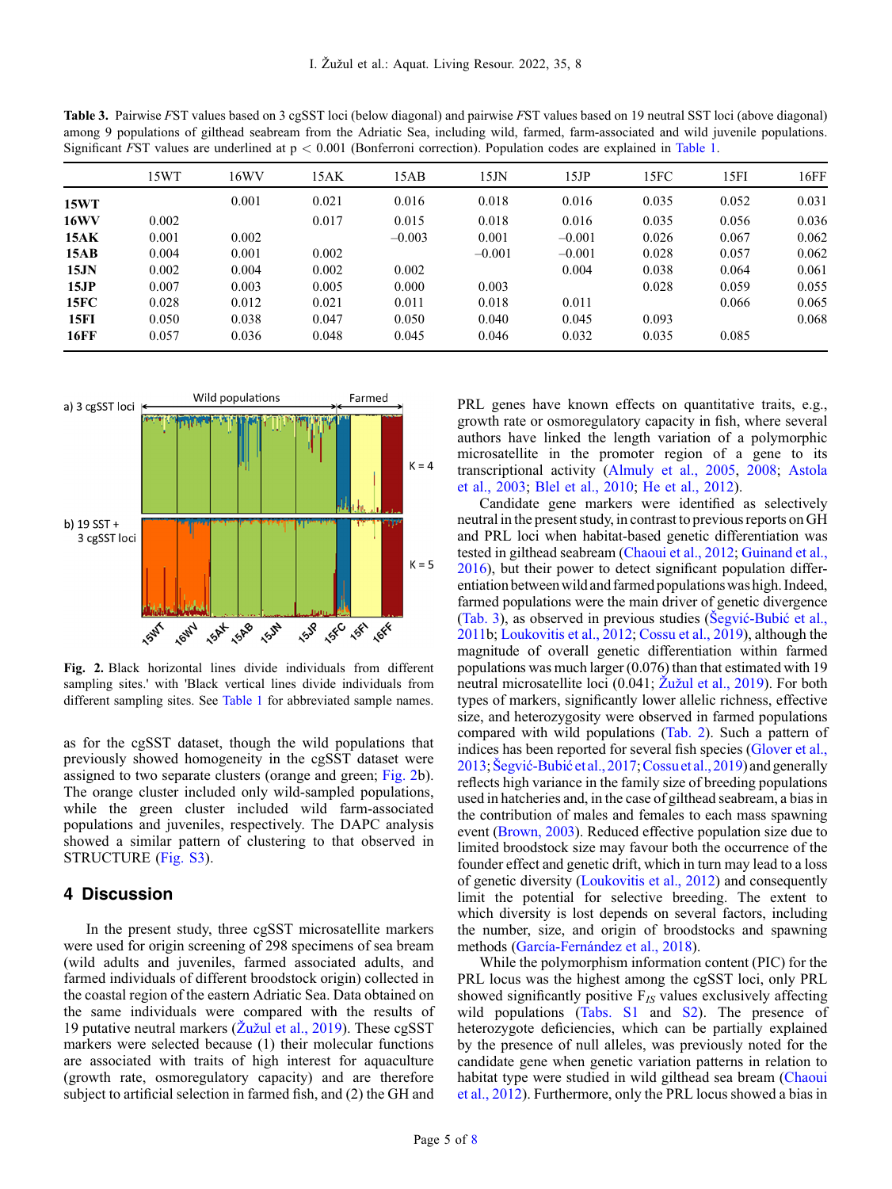**Table 3.** Pairwise *F*ST values based on 3 cgSST loci (below diagonal) and pairwise *F*ST values based on 19 neutral SST loci (above diagonal) among 9 populations of gilthead seabream from the Adriatic Sea, including wild, farmed, farm-associated and wild juvenile populations. Significant *F*ST values are underlined at $p < 0.001$ (Bonferroni correction). Population codes are explained in Table 1.

| | 15WT | 16WV | 15AK | 15AB | 15JN | 15JP | 15FC | 15FI | 16FF |
|---|---|---|---|---|---|---|---|---|---|
| **15WT** | | 0.001 | 0.021 | 0.016 | 0.018 | 0.016 | 0.035 | 0.052 | 0.031 |
| **16WV** | 0.002 | | 0.017 | 0.015 | 0.018 | 0.016 | 0.035 | 0.056 | 0.036 |
| **15AK** | 0.001 | 0.002 | | −0.003 | 0.001 | −0.001 | 0.026 | 0.067 | 0.062 |
| **15AB** | 0.004 | 0.001 | 0.002 | | −0.001 | −0.001 | 0.028 | 0.057 | 0.062 |
| **15JN** | 0.002 | 0.004 | 0.002 | 0.002 | | 0.004 | 0.038 | 0.064 | 0.061 |
| **15JP** | 0.007 | 0.003 | 0.005 | 0.000 | 0.003 | | 0.028 | 0.059 | 0.055 |
| **15FC** | 0.028 | 0.012 | 0.021 | 0.011 | 0.018 | 0.011 | | 0.066 | 0.065 |
| **15FI** | 0.050 | 0.038 | 0.047 | 0.050 | 0.040 | 0.045 | 0.093 | | 0.068 |
| **16FF** | 0.057 | 0.036 | 0.048 | 0.045 | 0.046 | 0.032 | 0.035 | 0.085 | |

**Fig. 2.** Black horizontal lines divide individuals from different sampling sites.' with 'Black vertical lines divide individuals from different sampling sites. See Table 1 for abbreviated sample names.

as for the cgSST dataset, though the wild populations that previously showed homogeneity in the cgSST dataset were assigned to two separate clusters (orange and green; Fig. 2b). The orange cluster included only wild-sampled populations, while the green cluster included wild farm-associated populations and juveniles, respectively. The DAPC analysis showed a similar pattern of clustering to that observed in STRUCTURE (Fig. S3).

## 4 Discussion

In the present study, three cgSST microsatellite markers were used for origin screening of 298 specimens of sea bream (wild adults and juveniles, farmed associated adults, and farmed individuals of different broodstock origin) collected in the coastal region of the eastern Adriatic Sea. Data obtained on the same individuals were compared with the results of 19 putative neutral markers (Žužul et al., 2019). These cgSST markers were selected because (1) their molecular functions are associated with traits of high interest for aquaculture (growth rate, osmoregulatory capacity) and are therefore subject to artificial selection in farmed fish, and (2) the GH and PRL genes have known effects on quantitative traits, e.g., growth rate or osmoregulatory capacity in fish, where several authors have linked the length variation of a polymorphic microsatellite in the promoter region of a gene to its transcriptional activity (Almuly et al., 2005, 2008; Astola et al., 2003; Blel et al., 2010; He et al., 2012).

Candidate gene markers were identified as selectively neutral in the present study, in contrast to previous reports on GH and PRL loci when habitat-based genetic differentiation was tested in gilthead seabream (Chaoui et al., 2012; Guinand et al., 2016), but their power to detect significant population differentiation between wild and farmed populations was high. Indeed, farmed populations were the main driver of genetic divergence (Tab. 3), as observed in previous studies (Šegvić-Bubić et al., 2011b; Loukovitis et al., 2012; Cossu et al., 2019), although the magnitude of overall genetic differentiation within farmed populations was much larger (0.076) than that estimated with 19 neutral microsatellite loci (0.041; Žužul et al., 2019). For both types of markers, significantly lower allelic richness, effective size, and heterozygosity were observed in farmed populations compared with wild populations (Tab. 2). Such a pattern of indices has been reported for several fish species (Glover et al., 2013; Šegvić-Bubić et al., 2017; Cossu et al., 2019) and generally reflects high variance in the family size of breeding populations used in hatcheries and, in the case of gilthead seabream, a bias in the contribution of males and females to each mass spawning event (Brown, 2003). Reduced effective population size due to limited broodstock size may favour both the occurrence of the founder effect and genetic drift, which in turn may lead to a loss of genetic diversity (Loukovitis et al., 2012) and consequently limit the potential for selective breeding. The extent to which diversity is lost depends on several factors, including the number, size, and origin of broodstocks and spawning methods (García-Fernández et al., 2018).

While the polymorphism information content (PIC) for the PRL locus was the highest among the cgSST loci, only PRL showed significantly positive $F_{IS}$ values exclusively affecting wild populations (Tabs. S1 and S2). The presence of heterozygote deficiencies, which can be partially explained by the presence of null alleles, was previously noted for the candidate gene when genetic variation patterns in relation to habitat type were studied in wild gilthead sea bream (Chaoui et al., 2012). Furthermore, only the PRL locus showed a bias in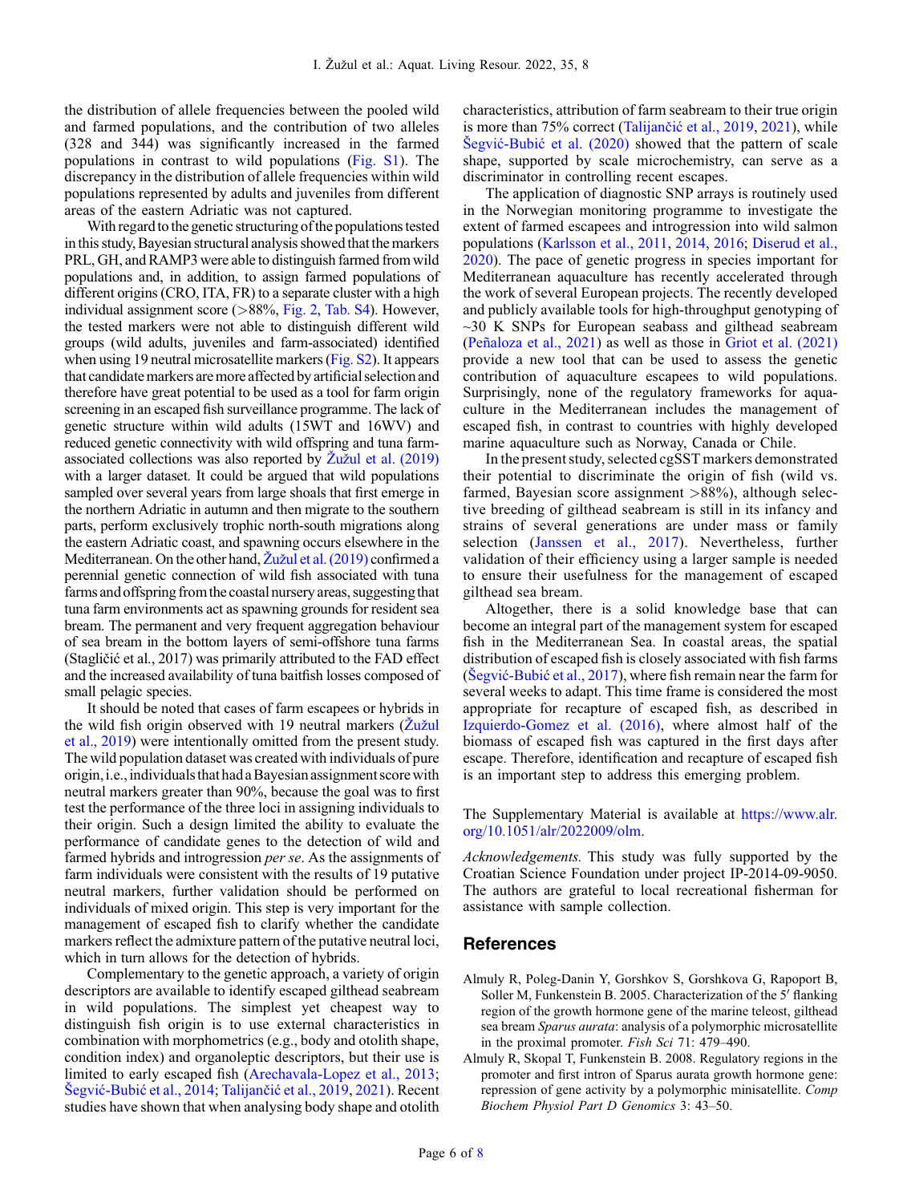the distribution of allele frequencies between the pooled wild and farmed populations, and the contribution of two alleles (328 and 344) was significantly increased in the farmed populations in contrast to wild populations (Fig. S1). The discrepancy in the distribution of allele frequencies within wild populations represented by adults and juveniles from different areas of the eastern Adriatic was not captured.

With regard to the genetic structuring of the populations tested in this study, Bayesian structural analysis showed that the markers PRL, GH, and RAMP3 were able to distinguish farmed from wild populations and, in addition, to assign farmed populations of different origins (CRO, ITA, FR) to a separate cluster with a high individual assignment score (>88%, Fig. 2, Tab. S4). However, the tested markers were not able to distinguish different wild groups (wild adults, juveniles and farm-associated) identified when using 19 neutral microsatellite markers (Fig. S2). It appears that candidate markers are more affected by artificial selection and therefore have great potential to be used as a tool for farm origin screening in an escaped fish surveillance programme. The lack of genetic structure within wild adults (15WT and 16WV) and reduced genetic connectivity with wild offspring and tuna farm-associated collections was also reported by Žužul et al. (2019) with a larger dataset. It could be argued that wild populations sampled over several years from large shoals that first emerge in the northern Adriatic in autumn and then migrate to the southern parts, perform exclusively trophic north-south migrations along the eastern Adriatic coast, and spawning occurs elsewhere in the Mediterranean. On the other hand, Žužul et al. (2019) confirmed a perennial genetic connection of wild fish associated with tuna farms and offspring from the coastal nursery areas, suggesting that tuna farm environments act as spawning grounds for resident sea bream. The permanent and very frequent aggregation behaviour of sea bream in the bottom layers of semi-offshore tuna farms (Stagličić et al., 2017) was primarily attributed to the FAD effect and the increased availability of tuna baitfish losses composed of small pelagic species.

It should be noted that cases of farm escapees or hybrids in the wild fish origin observed with 19 neutral markers (Žužul et al., 2019) were intentionally omitted from the present study. The wild population dataset was created with individuals of pure origin, i.e., individuals that had a Bayesian assignment score with neutral markers greater than 90%, because the goal was to first test the performance of the three loci in assigning individuals to their origin. Such a design limited the ability to evaluate the performance of candidate genes to the detection of wild and farmed hybrids and introgression *per se*. As the assignments of farm individuals were consistent with the results of 19 putative neutral markers, further validation should be performed on individuals of mixed origin. This step is very important for the management of escaped fish to clarify whether the candidate markers reflect the admixture pattern of the putative neutral loci, which in turn allows for the detection of hybrids.

Complementary to the genetic approach, a variety of origin descriptors are available to identify escaped gilthead seabream in wild populations. The simplest yet cheapest way to distinguish fish origin is to use external characteristics in combination with morphometrics (e.g., body and otolith shape, condition index) and organoleptic descriptors, but their use is limited to early escaped fish (Arechavala-Lopez et al., 2013; Šegvić-Bubić et al., 2014; Talijančić et al., 2019, 2021). Recent studies have shown that when analysing body shape and otolith characteristics, attribution of farm seabream to their true origin is more than 75% correct (Talijančić et al., 2019, 2021), while Šegvić-Bubić et al. (2020) showed that the pattern of scale shape, supported by scale microchemistry, can serve as a discriminator in controlling recent escapes.

The application of diagnostic SNP arrays is routinely used in the Norwegian monitoring programme to investigate the extent of farmed escapees and introgression into wild salmon populations (Karlsson et al., 2011, 2014, 2016; Diserud et al., 2020). The pace of genetic progress in species important for Mediterranean aquaculture has recently accelerated through the work of several European projects. The recently developed and publicly available tools for high-throughput genotyping of ~30 K SNPs for European seabass and gilthead seabream (Peñaloza et al., 2021) as well as those in Griot et al. (2021) provide a new tool that can be used to assess the genetic contribution of aquaculture escapees to wild populations. Surprisingly, none of the regulatory frameworks for aquaculture in the Mediterranean includes the management of escaped fish, in contrast to countries with highly developed marine aquaculture such as Norway, Canada or Chile.

In the present study, selected cgSST markers demonstrated their potential to discriminate the origin of fish (wild vs. farmed, Bayesian score assignment >88%), although selective breeding of gilthead seabream is still in its infancy and strains of several generations are under mass or family selection (Janssen et al., 2017). Nevertheless, further validation of their efficiency using a larger sample is needed to ensure their usefulness for the management of escaped gilthead sea bream.

Altogether, there is a solid knowledge base that can become an integral part of the management system for escaped fish in the Mediterranean Sea. In coastal areas, the spatial distribution of escaped fish is closely associated with fish farms (Šegvić-Bubić et al., 2017), where fish remain near the farm for several weeks to adapt. This time frame is considered the most appropriate for recapture of escaped fish, as described in Izquierdo-Gomez et al. (2016), where almost half of the biomass of escaped fish was captured in the first days after escape. Therefore, identification and recapture of escaped fish is an important step to address this emerging problem.

The Supplementary Material is available at https://www.alr.org/10.1051/alr/2022009/olm.

*Acknowledgements.* This study was fully supported by the Croatian Science Foundation under project IP-2014-09-9050. The authors are grateful to local recreational fisherman for assistance with sample collection.

## References

Almuly R, Poleg-Danin Y, Gorshkov S, Gorshkova G, Rapoport B, Soller M, Funkenstein B. 2005. Characterization of the 5′ flanking region of the growth hormone gene of the marine teleost, gilthead sea bream *Sparus aurata*: analysis of a polymorphic microsatellite in the proximal promoter. *Fish Sci* 71: 479–490.

Almuly R, Skopal T, Funkenstein B. 2008. Regulatory regions in the promoter and first intron of Sparus aurata growth hormone gene: repression of gene activity by a polymorphic minisatellite. *Comp Biochem Physiol Part D Genomics* 3: 43–50.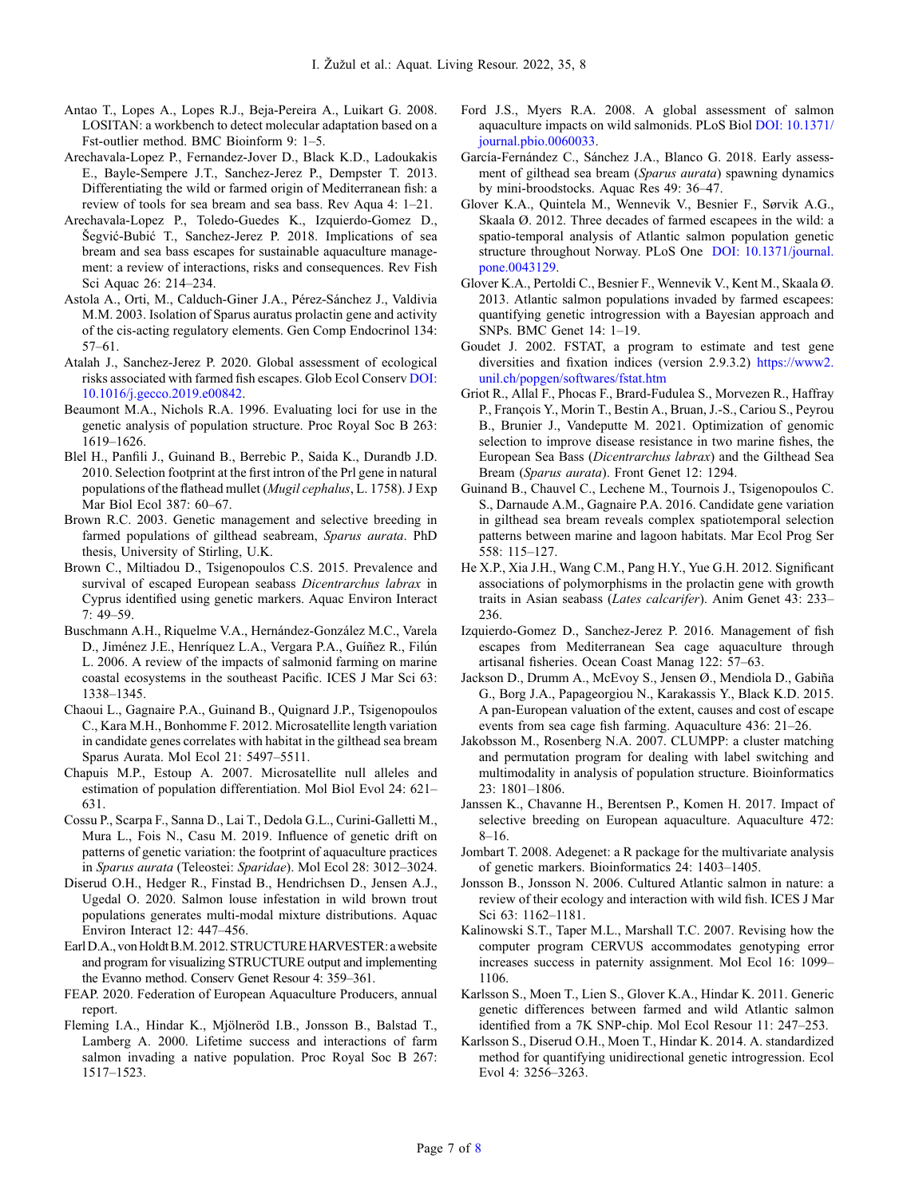Antao T., Lopes A., Lopes R.J., Beja-Pereira A., Luikart G. 2008. LOSITAN: a workbench to detect molecular adaptation based on a Fst-outlier method. BMC Bioinform 9: 1–5.

Arechavala-Lopez P., Fernandez-Jover D., Black K.D., Ladoukakis E., Bayle-Sempere J.T., Sanchez-Jerez P., Dempster T. 2013. Differentiating the wild or farmed origin of Mediterranean fish: a review of tools for sea bream and sea bass. Rev Aqua 4: 1–21.

Arechavala-Lopez P., Toledo-Guedes K., Izquierdo-Gomez D., Šegvić-Bubić T., Sanchez-Jerez P. 2018. Implications of sea bream and sea bass escapes for sustainable aquaculture management: a review of interactions, risks and consequences. Rev Fish Sci Aquac 26: 214–234.

Astola A., Orti, M., Calduch-Giner J.A., Pérez-Sánchez J., Valdivia M.M. 2003. Isolation of Sparus auratus prolactin gene and activity of the cis-acting regulatory elements. Gen Comp Endocrinol 134: 57–61.

Atalah J., Sanchez-Jerez P. 2020. Global assessment of ecological risks associated with farmed fish escapes. Glob Ecol Conserv DOI: 10.1016/j.gecco.2019.e00842.

Beaumont M.A., Nichols R.A. 1996. Evaluating loci for use in the genetic analysis of population structure. Proc Royal Soc B 263: 1619–1626.

Blel H., Panfili J., Guinand B., Berrebic P., Saida K., Durandb J.D. 2010. Selection footprint at the first intron of the Prl gene in natural populations of the flathead mullet (*Mugil cephalus*, L. 1758). J Exp Mar Biol Ecol 387: 60–67.

Brown R.C. 2003. Genetic management and selective breeding in farmed populations of gilthead seabream, *Sparus aurata*. PhD thesis, University of Stirling, U.K.

Brown C., Miltiadou D., Tsigenopoulos C.S. 2015. Prevalence and survival of escaped European seabass *Dicentrarchus labrax* in Cyprus identified using genetic markers. Aquac Environ Interact 7: 49–59.

Buschmann A.H., Riquelme V.A., Hernández-González M.C., Varela D., Jiménez J.E., Henríquez L.A., Vergara P.A., Guíñez R., Filún L. 2006. A review of the impacts of salmonid farming on marine coastal ecosystems in the southeast Pacific. ICES J Mar Sci 63: 1338–1345.

Chaoui L., Gagnaire P.A., Guinand B., Quignard J.P., Tsigenopoulos C., Kara M.H., Bonhomme F. 2012. Microsatellite length variation in candidate genes correlates with habitat in the gilthead sea bream Sparus Aurata. Mol Ecol 21: 5497–5511.

Chapuis M.P., Estoup A. 2007. Microsatellite null alleles and estimation of population differentiation. Mol Biol Evol 24: 621–631.

Cossu P., Scarpa F., Sanna D., Lai T., Dedola G.L., Curini-Galletti M., Mura L., Fois N., Casu M. 2019. Influence of genetic drift on patterns of genetic variation: the footprint of aquaculture practices in *Sparus aurata* (Teleostei: *Sparidae*). Mol Ecol 28: 3012–3024.

Diserud O.H., Hedger R., Finstad B., Hendrichsen D., Jensen A.J., Ugedal O. 2020. Salmon louse infestation in wild brown trout populations generates multi-modal mixture distributions. Aquac Environ Interact 12: 447–456.

Earl D.A., von Holdt B.M. 2012. STRUCTURE HARVESTER: a website and program for visualizing STRUCTURE output and implementing the Evanno method. Conserv Genet Resour 4: 359–361.

FEAP. 2020. Federation of European Aquaculture Producers, annual report.

Fleming I.A., Hindar K., Mjölneröd I.B., Jonsson B., Balstad T., Lamberg A. 2000. Lifetime success and interactions of farm salmon invading a native population. Proc Royal Soc B 267: 1517–1523.

Ford J.S., Myers R.A. 2008. A global assessment of salmon aquaculture impacts on wild salmonids. PLoS Biol DOI: 10.1371/journal.pbio.0060033.

García-Fernández C., Sánchez J.A., Blanco G. 2018. Early assessment of gilthead sea bream (*Sparus aurata*) spawning dynamics by mini-broodstocks. Aquac Res 49: 36–47.

Glover K.A., Quintela M., Wennevik V., Besnier F., Sørvik A.G., Skaala Ø. 2012. Three decades of farmed escapees in the wild: a spatio-temporal analysis of Atlantic salmon population genetic structure throughout Norway. PLoS One DOI: 10.1371/journal.pone.0043129.

Glover K.A., Pertoldi C., Besnier F., Wennevik V., Kent M., Skaala Ø. 2013. Atlantic salmon populations invaded by farmed escapees: quantifying genetic introgression with a Bayesian approach and SNPs. BMC Genet 14: 1–19.

Goudet J. 2002. FSTAT, a program to estimate and test gene diversities and fixation indices (version 2.9.3.2) https://www2.unil.ch/popgen/softwares/fstat.htm

Griot R., Allal F., Phocas F., Brard-Fudulea S., Morvezen R., Haffray P., François Y., Morin T., Bestin A., Bruan, J.-S., Cariou S., Peyrou B., Brunier J., Vandeputte M. 2021. Optimization of genomic selection to improve disease resistance in two marine fishes, the European Sea Bass (*Dicentrarchus labrax*) and the Gilthead Sea Bream (*Sparus aurata*). Front Genet 12: 1294.

Guinand B., Chauvel C., Lechene M., Tournois J., Tsigenopoulos C. S., Darnaude A.M., Gagnaire P.A. 2016. Candidate gene variation in gilthead sea bream reveals complex spatiotemporal selection patterns between marine and lagoon habitats. Mar Ecol Prog Ser 558: 115–127.

He X.P., Xia J.H., Wang C.M., Pang H.Y., Yue G.H. 2012. Significant associations of polymorphisms in the prolactin gene with growth traits in Asian seabass (*Lates calcarifer*). Anim Genet 43: 233–236.

Izquierdo-Gomez D., Sanchez-Jerez P. 2016. Management of fish escapes from Mediterranean Sea cage aquaculture through artisanal fisheries. Ocean Coast Manag 122: 57–63.

Jackson D., Drumm A., McEvoy S., Jensen Ø., Mendiola D., Gabiña G., Borg J.A., Papageorgiou N., Karakassis Y., Black K.D. 2015. A pan-European valuation of the extent, causes and cost of escape events from sea cage fish farming. Aquaculture 436: 21–26.

Jakobsson M., Rosenberg N.A. 2007. CLUMPP: a cluster matching and permutation program for dealing with label switching and multimodality in analysis of population structure. Bioinformatics 23: 1801–1806.

Janssen K., Chavanne H., Berentsen P., Komen H. 2017. Impact of selective breeding on European aquaculture. Aquaculture 472: 8–16.

Jombart T. 2008. Adegenet: a R package for the multivariate analysis of genetic markers. Bioinformatics 24: 1403–1405.

Jonsson B., Jonsson N. 2006. Cultured Atlantic salmon in nature: a review of their ecology and interaction with wild fish. ICES J Mar Sci 63: 1162–1181.

Kalinowski S.T., Taper M.L., Marshall T.C. 2007. Revising how the computer program CERVUS accommodates genotyping error increases success in paternity assignment. Mol Ecol 16: 1099–1106.

Karlsson S., Moen T., Lien S., Glover K.A., Hindar K. 2011. Generic genetic differences between farmed and wild Atlantic salmon identified from a 7K SNP-chip. Mol Ecol Resour 11: 247–253.

Karlsson S., Diserud O.H., Moen T., Hindar K. 2014. A. standardized method for quantifying unidirectional genetic introgression. Ecol Evol 4: 3256–3263.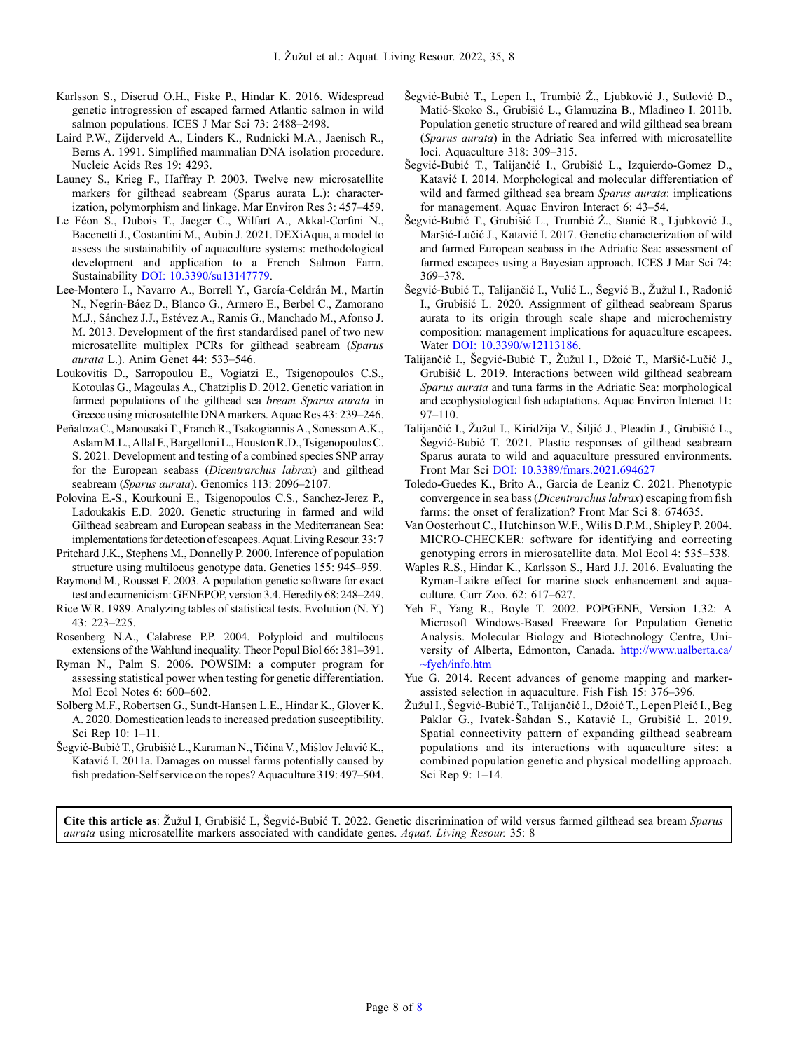Karlsson S., Diserud O.H., Fiske P., Hindar K. 2016. Widespread genetic introgression of escaped farmed Atlantic salmon in wild salmon populations. ICES J Mar Sci 73: 2488–2498.

Laird P.W., Zijderveld A., Linders K., Rudnicki M.A., Jaenisch R., Berns A. 1991. Simplified mammalian DNA isolation procedure. Nucleic Acids Res 19: 4293.

Launey S., Krieg F., Haffray P. 2003. Twelve new microsatellite markers for gilthead seabream (Sparus aurata L.): characterization, polymorphism and linkage. Mar Environ Res 3: 457–459.

Le Féon S., Dubois T., Jaeger C., Wilfart A., Akkal-Corfini N., Bacenetti J., Costantini M., Aubin J. 2021. DEXiAqua, a model to assess the sustainability of aquaculture systems: methodological development and application to a French Salmon Farm. Sustainability DOI: 10.3390/su13147779.

Lee-Montero I., Navarro A., Borrell Y., García-Celdrán M., Martín N., Negrín-Báez D., Blanco G., Armero E., Berbel C., Zamorano M.J., Sánchez J.J., Estévez A., Ramis G., Manchado M., Afonso J. M. 2013. Development of the first standardised panel of two new microsatellite multiplex PCRs for gilthead seabream (*Sparus aurata* L.). Anim Genet 44: 533–546.

Loukovitis D., Sarropoulou E., Vogiatzi E., Tsigenopoulos C.S., Kotoulas G., Magoulas A., Chatziplis D. 2012. Genetic variation in farmed populations of the gilthead sea *bream Sparus aurata* in Greece using microsatellite DNA markers. Aquac Res 43: 239–246.

Peñaloza C., Manousaki T., Franch R., Tsakogiannis A., Sonesson A.K., Aslam M.L., Allal F., Bargelloni L., Houston R.D., Tsigenopoulos C. S. 2021. Development and testing of a combined species SNP array for the European seabass (*Dicentrarchus labrax*) and gilthead seabream (*Sparus aurata*). Genomics 113: 2096–2107.

Polovina E.-S., Kourkouni E., Tsigenopoulos C.S., Sanchez-Jerez P., Ladoukakis E.D. 2020. Genetic structuring in farmed and wild Gilthead seabream and European seabass in the Mediterranean Sea: implementations for detection of escapees. Aquat. Living Resour. 33: 7

Pritchard J.K., Stephens M., Donnelly P. 2000. Inference of population structure using multilocus genotype data. Genetics 155: 945–959.

Raymond M., Rousset F. 2003. A population genetic software for exact test and ecumenicism: GENEPOP, version 3.4. Heredity 68: 248–246.

Rice W.R. 1989. Analyzing tables of statistical tests. Evolution (N. Y) 43: 223–225.

Rosenberg N.A., Calabrese P.P. 2004. Polyploid and multilocus extensions of the Wahlund inequality. Theor Popul Biol 66: 381–391.

Ryman N., Palm S. 2006. POWSIM: a computer program for assessing statistical power when testing for genetic differentiation. Mol Ecol Notes 6: 600–602.

Solberg M.F., Robertsen G., Sundt-Hansen L.E., Hindar K., Glover K. A. 2020. Domestication leads to increased predation susceptibility. Sci Rep 10: 1–11.

Šegvić-Bubić T., Grubišić L., Karaman N., Tičina V., Mišlov Jelavić K., Katavić I. 2011a. Damages on mussel farms potentially caused by fish predation-Self service on the ropes? Aquaculture 319: 497–504.

Šegvić-Bubić T., Lepen I., Trumbić Ž., Ljubković J., Sutlović D., Matić-Skoko S., Grubišić L., Glamuzina B., Mladineo I. 2011b. Population genetic structure of reared and wild gilthead sea bream (*Sparus aurata*) in the Adriatic Sea inferred with microsatellite loci. Aquaculture 318: 309–315.

Šegvić-Bubić T., Talijančić I., Grubišić L., Izquierdo-Gomez D., Katavić I. 2014. Morphological and molecular differentiation of wild and farmed gilthead sea bream *Sparus aurata*: implications for management. Aquac Environ Interact 6: 43–54.

Šegvić-Bubić T., Grubišić L., Trumbić Ž., Stanić R., Ljubković J., Maršić-Lučić J., Katavić I. 2017. Genetic characterization of wild and farmed European seabass in the Adriatic Sea: assessment of farmed escapees using a Bayesian approach. ICES J Mar Sci 74: 369–378.

Šegvić-Bubić T., Talijančić I., Vulić L., Šegvić B., Žužul I., Radonić I., Grubišić L. 2020. Assignment of gilthead seabream Sparus aurata to its origin through scale shape and microchemistry composition: management implications for aquaculture escapees. Water DOI: 10.3390/w12113186.

Talijančić I., Šegvić-Bubić T., Žužul I., Džoić T., Maršić-Lučić J., Grubišić L. 2019. Interactions between wild gilthead seabream *Sparus aurata* and tuna farms in the Adriatic Sea: morphological and ecophysiological fish adaptations. Aquac Environ Interact 11: 97–110.

Talijančić I., Žužul I., Kiridžija V., Šiljić J., Pleadin J., Grubišić L., Šegvić-Bubić T. 2021. Plastic responses of gilthead seabream Sparus aurata to wild and aquaculture pressured environments. Front Mar Sci DOI: 10.3389/fmars.2021.694627

Toledo-Guedes K., Brito A., Garcia de Leaniz C. 2021. Phenotypic convergence in sea bass (*Dicentrarchus labrax*) escaping from fish farms: the onset of feralization? Front Mar Sci 8: 674635.

Van Oosterhout C., Hutchinson W.F., Wilis D.P.M., Shipley P. 2004. MICRO-CHECKER: software for identifying and correcting genotyping errors in microsatellite data. Mol Ecol 4: 535–538.

Waples R.S., Hindar K., Karlsson S., Hard J.J. 2016. Evaluating the Ryman-Laikre effect for marine stock enhancement and aquaculture. Curr Zoo. 62: 617–627.

Yeh F., Yang R., Boyle T. 2002. POPGENE, Version 1.32: A Microsoft Windows-Based Freeware for Population Genetic Analysis. Molecular Biology and Biotechnology Centre, University of Alberta, Edmonton, Canada. http://www.ualberta.ca/~fyeh/info.htm

Yue G. 2014. Recent advances of genome mapping and marker-assisted selection in aquaculture. Fish Fish 15: 376–396.

Žužul I., Šegvić-Bubić T., Talijančić I., Džoić T., Lepen Pleić I., Beg Paklar G., Ivatek-Šahdan S., Katavić I., Grubišić L. 2019. Spatial connectivity pattern of expanding gilthead seabream populations and its interactions with aquaculture sites: a combined population genetic and physical modelling approach. Sci Rep 9: 1–14.

**Cite this article as**: Žužul I, Grubišić L, Šegvić-Bubić T. 2022. Genetic discrimination of wild versus farmed gilthead sea bream *Sparus aurata* using microsatellite markers associated with candidate genes. *Aquat. Living Resour.* 35: 8